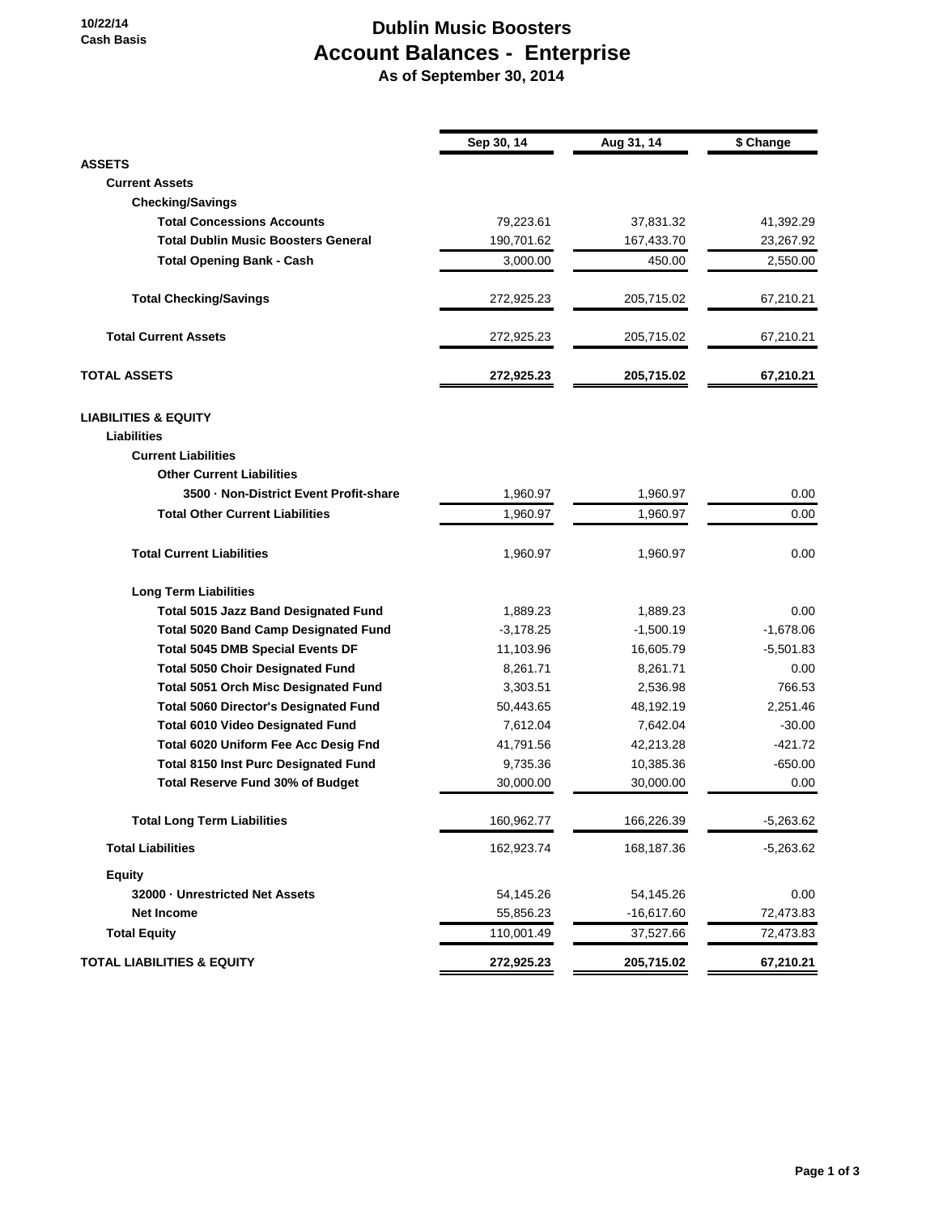10/22/14
Cash Basis

# Dublin Music Boosters
## Account Balances - Enterprise
### As of September 30, 2014

| | Sep 30, 14 | Aug 31, 14 | $ Change |
|---|---|---|---|
| **ASSETS** | | | |
| **Current Assets** | | | |
| **Checking/Savings** | | | |
| **Total Concessions Accounts** | 79,223.61 | 37,831.32 | 41,392.29 |
| **Total Dublin Music Boosters General** | 190,701.62 | 167,433.70 | 23,267.92 |
| **Total Opening Bank - Cash** | 3,000.00 | 450.00 | 2,550.00 |
| **Total Checking/Savings** | 272,925.23 | 205,715.02 | 67,210.21 |
| **Total Current Assets** | 272,925.23 | 205,715.02 | 67,210.21 |
| **TOTAL ASSETS** | **272,925.23** | **205,715.02** | **67,210.21** |
| **LIABILITIES & EQUITY** | | | |
| **Liabilities** | | | |
| **Current Liabilities** | | | |
| **Other Current Liabilities** | | | |
| **3500 · Non-District Event Profit-share** | 1,960.97 | 1,960.97 | 0.00 |
| **Total Other Current Liabilities** | 1,960.97 | 1,960.97 | 0.00 |
| **Total Current Liabilities** | 1,960.97 | 1,960.97 | 0.00 |
| **Long Term Liabilities** | | | |
| **Total 5015 Jazz Band Designated Fund** | 1,889.23 | 1,889.23 | 0.00 |
| **Total 5020 Band Camp Designated Fund** | -3,178.25 | -1,500.19 | -1,678.06 |
| **Total 5045 DMB Special Events DF** | 11,103.96 | 16,605.79 | -5,501.83 |
| **Total 5050 Choir Designated Fund** | 8,261.71 | 8,261.71 | 0.00 |
| **Total 5051 Orch Misc Designated Fund** | 3,303.51 | 2,536.98 | 766.53 |
| **Total 5060 Director's Designated Fund** | 50,443.65 | 48,192.19 | 2,251.46 |
| **Total 6010 Video Designated Fund** | 7,612.04 | 7,642.04 | -30.00 |
| **Total 6020 Uniform Fee Acc Desig Fnd** | 41,791.56 | 42,213.28 | -421.72 |
| **Total 8150 Inst Purc Designated Fund** | 9,735.36 | 10,385.36 | -650.00 |
| **Total Reserve Fund 30% of Budget** | 30,000.00 | 30,000.00 | 0.00 |
| **Total Long Term Liabilities** | 160,962.77 | 166,226.39 | -5,263.62 |
| **Total Liabilities** | 162,923.74 | 168,187.36 | -5,263.62 |
| **Equity** | | | |
| **32000 · Unrestricted Net Assets** | 54,145.26 | 54,145.26 | 0.00 |
| **Net Income** | 55,856.23 | -16,617.60 | 72,473.83 |
| **Total Equity** | 110,001.49 | 37,527.66 | 72,473.83 |
| **TOTAL LIABILITIES & EQUITY** | **272,925.23** | **205,715.02** | **67,210.21** |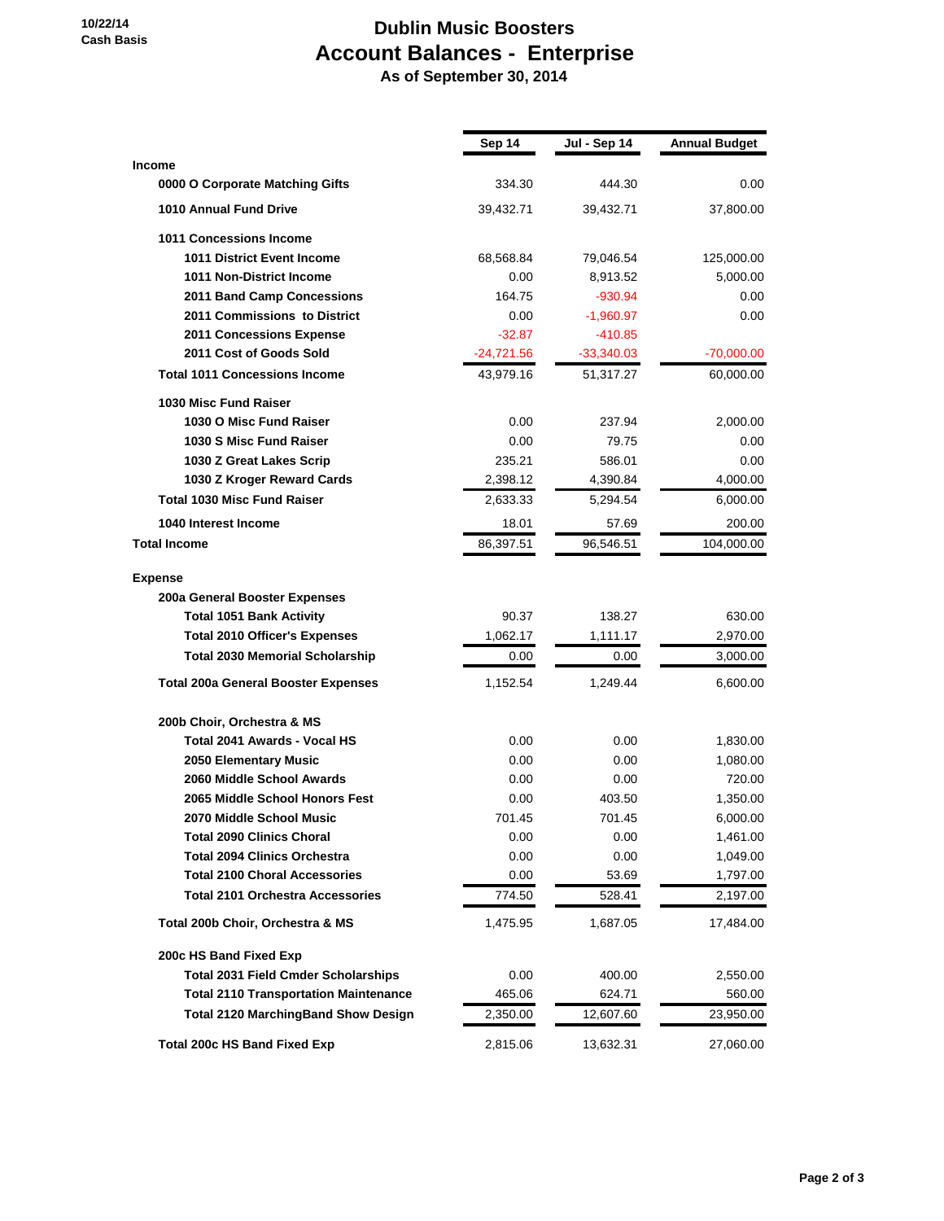10/22/14
Cash Basis

# Dublin Music Boosters
## Account Balances - Enterprise
### As of September 30, 2014

| | Sep 14 | Jul - Sep 14 | Annual Budget |
|---|---|---|---|
| **Income** | | | |
| **0000 O Corporate Matching Gifts** | 334.30 | 444.30 | 0.00 |
| **1010 Annual Fund Drive** | 39,432.71 | 39,432.71 | 37,800.00 |
| **1011 Concessions Income** | | | |
| **1011 District Event Income** | 68,568.84 | 79,046.54 | 125,000.00 |
| **1011 Non-District Income** | 0.00 | 8,913.52 | 5,000.00 |
| **2011 Band Camp Concessions** | 164.75 | -930.94 | 0.00 |
| **2011 Commissions to District** | 0.00 | -1,960.97 | 0.00 |
| **2011 Concessions Expense** | -32.87 | -410.85 | |
| **2011 Cost of Goods Sold** | -24,721.56 | -33,340.03 | -70,000.00 |
| **Total 1011 Concessions Income** | 43,979.16 | 51,317.27 | 60,000.00 |
| **1030 Misc Fund Raiser** | | | |
| **1030 O Misc Fund Raiser** | 0.00 | 237.94 | 2,000.00 |
| **1030 S Misc Fund Raiser** | 0.00 | 79.75 | 0.00 |
| **1030 Z Great Lakes Scrip** | 235.21 | 586.01 | 0.00 |
| **1030 Z Kroger Reward Cards** | 2,398.12 | 4,390.84 | 4,000.00 |
| **Total 1030 Misc Fund Raiser** | 2,633.33 | 5,294.54 | 6,000.00 |
| **1040 Interest Income** | 18.01 | 57.69 | 200.00 |
| **Total Income** | 86,397.51 | 96,546.51 | 104,000.00 |
| **Expense** | | | |
| **200a General Booster Expenses** | | | |
| **Total 1051 Bank Activity** | 90.37 | 138.27 | 630.00 |
| **Total 2010 Officer's Expenses** | 1,062.17 | 1,111.17 | 2,970.00 |
| **Total 2030 Memorial Scholarship** | 0.00 | 0.00 | 3,000.00 |
| **Total 200a General Booster Expenses** | 1,152.54 | 1,249.44 | 6,600.00 |
| **200b Choir, Orchestra & MS** | | | |
| **Total 2041 Awards - Vocal HS** | 0.00 | 0.00 | 1,830.00 |
| **2050 Elementary Music** | 0.00 | 0.00 | 1,080.00 |
| **2060 Middle School Awards** | 0.00 | 0.00 | 720.00 |
| **2065 Middle School Honors Fest** | 0.00 | 403.50 | 1,350.00 |
| **2070 Middle School Music** | 701.45 | 701.45 | 6,000.00 |
| **Total 2090 Clinics Choral** | 0.00 | 0.00 | 1,461.00 |
| **Total 2094 Clinics Orchestra** | 0.00 | 0.00 | 1,049.00 |
| **Total 2100 Choral Accessories** | 0.00 | 53.69 | 1,797.00 |
| **Total 2101 Orchestra Accessories** | 774.50 | 528.41 | 2,197.00 |
| **Total 200b Choir, Orchestra & MS** | 1,475.95 | 1,687.05 | 17,484.00 |
| **200c HS Band Fixed Exp** | | | |
| **Total 2031 Field Cmder Scholarships** | 0.00 | 400.00 | 2,550.00 |
| **Total 2110 Transportation Maintenance** | 465.06 | 624.71 | 560.00 |
| **Total 2120 MarchingBand Show Design** | 2,350.00 | 12,607.60 | 23,950.00 |
| **Total 200c HS Band Fixed Exp** | 2,815.06 | 13,632.31 | 27,060.00 |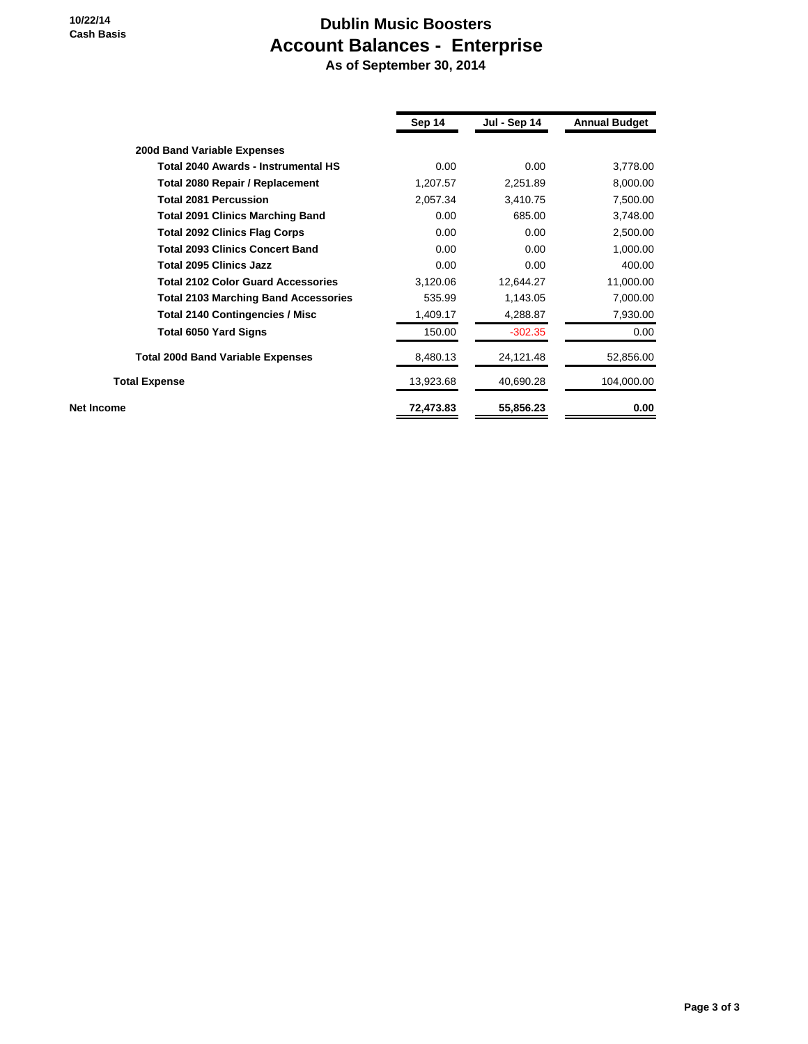10/22/14
Cash Basis

# Dublin Music Boosters
## Account Balances - Enterprise
### As of September 30, 2014

| | Sep 14 | Jul - Sep 14 | Annual Budget |
|---|---|---|---|
| **200d Band Variable Expenses** | | | |
| **Total 2040 Awards - Instrumental HS** | 0.00 | 0.00 | 3,778.00 |
| **Total 2080 Repair / Replacement** | 1,207.57 | 2,251.89 | 8,000.00 |
| **Total 2081 Percussion** | 2,057.34 | 3,410.75 | 7,500.00 |
| **Total 2091 Clinics Marching Band** | 0.00 | 685.00 | 3,748.00 |
| **Total 2092 Clinics Flag Corps** | 0.00 | 0.00 | 2,500.00 |
| **Total 2093 Clinics Concert Band** | 0.00 | 0.00 | 1,000.00 |
| **Total 2095 Clinics Jazz** | 0.00 | 0.00 | 400.00 |
| **Total 2102 Color Guard Accessories** | 3,120.06 | 12,644.27 | 11,000.00 |
| **Total 2103 Marching Band Accessories** | 535.99 | 1,143.05 | 7,000.00 |
| **Total 2140 Contingencies / Misc** | 1,409.17 | 4,288.87 | 7,930.00 |
| **Total 6050 Yard Signs** | 150.00 | -302.35 | 0.00 |
| **Total 200d Band Variable Expenses** | 8,480.13 | 24,121.48 | 52,856.00 |
| **Total Expense** | 13,923.68 | 40,690.28 | 104,000.00 |
| **Net Income** | **72,473.83** | **55,856.23** | **0.00** |